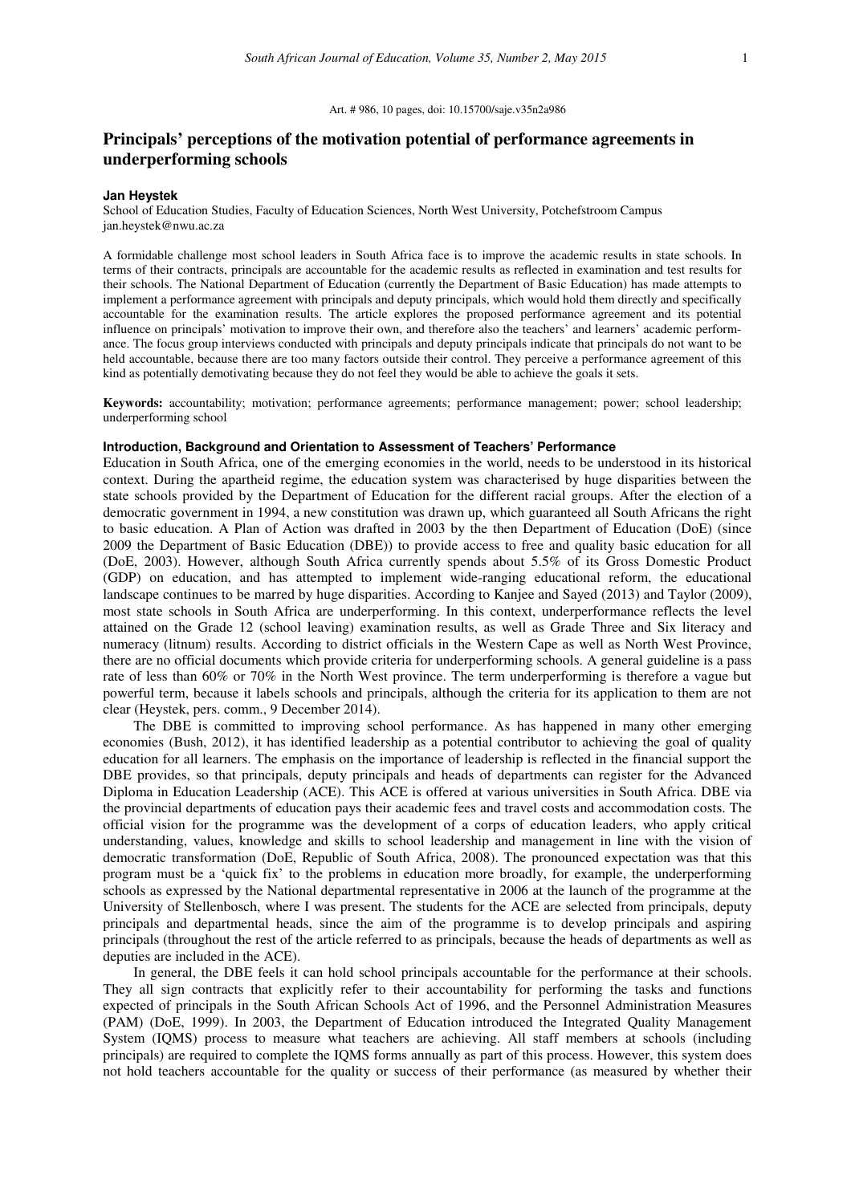Art. # 986, 10 pages, doi: 10.15700/saje.v35n2a986

# Principals' perceptions of the motivation potential of performance agreements in underperforming schools

**Jan Heystek**

School of Education Studies, Faculty of Education Sciences, North West University, Potchefstroom Campus
jan.heystek@nwu.ac.za

A formidable challenge most school leaders in South Africa face is to improve the academic results in state schools. In terms of their contracts, principals are accountable for the academic results as reflected in examination and test results for their schools. The National Department of Education (currently the Department of Basic Education) has made attempts to implement a performance agreement with principals and deputy principals, which would hold them directly and specifically accountable for the examination results. The article explores the proposed performance agreement and its potential influence on principals' motivation to improve their own, and therefore also the teachers' and learners' academic performance. The focus group interviews conducted with principals and deputy principals indicate that principals do not want to be held accountable, because there are too many factors outside their control. They perceive a performance agreement of this kind as potentially demotivating because they do not feel they would be able to achieve the goals it sets.

**Keywords:** accountability; motivation; performance agreements; performance management; power; school leadership; underperforming school

## Introduction, Background and Orientation to Assessment of Teachers' Performance

Education in South Africa, one of the emerging economies in the world, needs to be understood in its historical context. During the apartheid regime, the education system was characterised by huge disparities between the state schools provided by the Department of Education for the different racial groups. After the election of a democratic government in 1994, a new constitution was drawn up, which guaranteed all South Africans the right to basic education. A Plan of Action was drafted in 2003 by the then Department of Education (DoE) (since 2009 the Department of Basic Education (DBE)) to provide access to free and quality basic education for all (DoE, 2003). However, although South Africa currently spends about 5.5% of its Gross Domestic Product (GDP) on education, and has attempted to implement wide-ranging educational reform, the educational landscape continues to be marred by huge disparities. According to Kanjee and Sayed (2013) and Taylor (2009), most state schools in South Africa are underperforming. In this context, underperformance reflects the level attained on the Grade 12 (school leaving) examination results, as well as Grade Three and Six literacy and numeracy (litnum) results. According to district officials in the Western Cape as well as North West Province, there are no official documents which provide criteria for underperforming schools. A general guideline is a pass rate of less than 60% or 70% in the North West province. The term underperforming is therefore a vague but powerful term, because it labels schools and principals, although the criteria for its application to them are not clear (Heystek, pers. comm., 9 December 2014).

The DBE is committed to improving school performance. As has happened in many other emerging economies (Bush, 2012), it has identified leadership as a potential contributor to achieving the goal of quality education for all learners. The emphasis on the importance of leadership is reflected in the financial support the DBE provides, so that principals, deputy principals and heads of departments can register for the Advanced Diploma in Education Leadership (ACE). This ACE is offered at various universities in South Africa. DBE via the provincial departments of education pays their academic fees and travel costs and accommodation costs. The official vision for the programme was the development of a corps of education leaders, who apply critical understanding, values, knowledge and skills to school leadership and management in line with the vision of democratic transformation (DoE, Republic of South Africa, 2008). The pronounced expectation was that this program must be a 'quick fix' to the problems in education more broadly, for example, the underperforming schools as expressed by the National departmental representative in 2006 at the launch of the programme at the University of Stellenbosch, where I was present. The students for the ACE are selected from principals, deputy principals and departmental heads, since the aim of the programme is to develop principals and aspiring principals (throughout the rest of the article referred to as principals, because the heads of departments as well as deputies are included in the ACE).

In general, the DBE feels it can hold school principals accountable for the performance at their schools. They all sign contracts that explicitly refer to their accountability for performing the tasks and functions expected of principals in the South African Schools Act of 1996, and the Personnel Administration Measures (PAM) (DoE, 1999). In 2003, the Department of Education introduced the Integrated Quality Management System (IQMS) process to measure what teachers are achieving. All staff members at schools (including principals) are required to complete the IQMS forms annually as part of this process. However, this system does not hold teachers accountable for the quality or success of their performance (as measured by whether their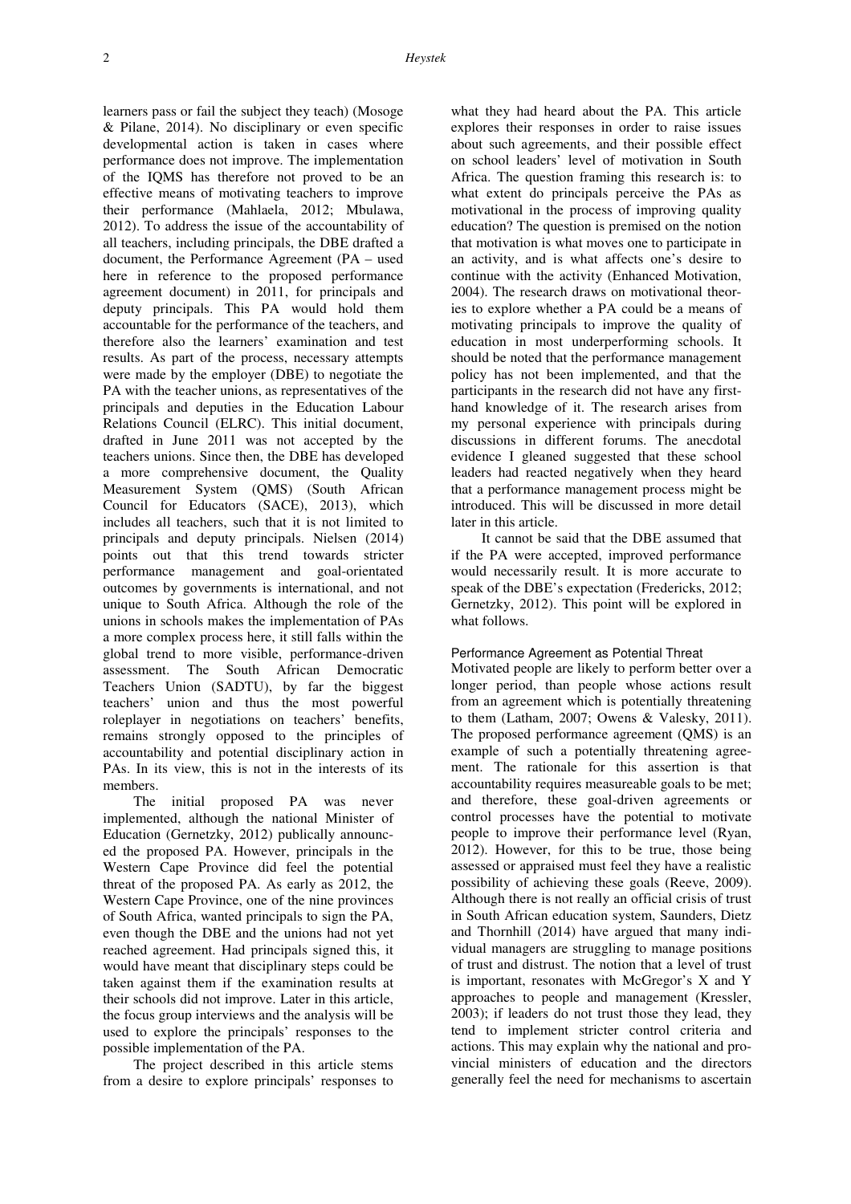learners pass or fail the subject they teach) (Mosoge & Pilane, 2014). No disciplinary or even specific developmental action is taken in cases where performance does not improve. The implementation of the IQMS has therefore not proved to be an effective means of motivating teachers to improve their performance (Mahlaela, 2012; Mbulawa, 2012). To address the issue of the accountability of all teachers, including principals, the DBE drafted a document, the Performance Agreement (PA – used here in reference to the proposed performance agreement document) in 2011, for principals and deputy principals. This PA would hold them accountable for the performance of the teachers, and therefore also the learners' examination and test results. As part of the process, necessary attempts were made by the employer (DBE) to negotiate the PA with the teacher unions, as representatives of the principals and deputies in the Education Labour Relations Council (ELRC). This initial document, drafted in June 2011 was not accepted by the teachers unions. Since then, the DBE has developed a more comprehensive document, the Quality Measurement System (QMS) (South African Council for Educators (SACE), 2013), which includes all teachers, such that it is not limited to principals and deputy principals. Nielsen (2014) points out that this trend towards stricter performance management and goal-orientated outcomes by governments is international, and not unique to South Africa. Although the role of the unions in schools makes the implementation of PAs a more complex process here, it still falls within the global trend to more visible, performance-driven assessment. The South African Democratic Teachers Union (SADTU), by far the biggest teachers' union and thus the most powerful roleplayer in negotiations on teachers' benefits, remains strongly opposed to the principles of accountability and potential disciplinary action in PAs. In its view, this is not in the interests of its members.

The initial proposed PA was never implemented, although the national Minister of Education (Gernetzky, 2012) publically announced the proposed PA. However, principals in the Western Cape Province did feel the potential threat of the proposed PA. As early as 2012, the Western Cape Province, one of the nine provinces of South Africa, wanted principals to sign the PA, even though the DBE and the unions had not yet reached agreement. Had principals signed this, it would have meant that disciplinary steps could be taken against them if the examination results at their schools did not improve. Later in this article, the focus group interviews and the analysis will be used to explore the principals' responses to the possible implementation of the PA.

The project described in this article stems from a desire to explore principals' responses to what they had heard about the PA. This article explores their responses in order to raise issues about such agreements, and their possible effect on school leaders' level of motivation in South Africa. The question framing this research is: to what extent do principals perceive the PAs as motivational in the process of improving quality education? The question is premised on the notion that motivation is what moves one to participate in an activity, and is what affects one's desire to continue with the activity (Enhanced Motivation, 2004). The research draws on motivational theories to explore whether a PA could be a means of motivating principals to improve the quality of education in most underperforming schools. It should be noted that the performance management policy has not been implemented, and that the participants in the research did not have any first-hand knowledge of it. The research arises from my personal experience with principals during discussions in different forums. The anecdotal evidence I gleaned suggested that these school leaders had reacted negatively when they heard that a performance management process might be introduced. This will be discussed in more detail later in this article.

It cannot be said that the DBE assumed that if the PA were accepted, improved performance would necessarily result. It is more accurate to speak of the DBE's expectation (Fredericks, 2012; Gernetzky, 2012). This point will be explored in what follows.

### Performance Agreement as Potential Threat

Motivated people are likely to perform better over a longer period, than people whose actions result from an agreement which is potentially threatening to them (Latham, 2007; Owens & Valesky, 2011). The proposed performance agreement (QMS) is an example of such a potentially threatening agreement. The rationale for this assertion is that accountability requires measureable goals to be met; and therefore, these goal-driven agreements or control processes have the potential to motivate people to improve their performance level (Ryan, 2012). However, for this to be true, those being assessed or appraised must feel they have a realistic possibility of achieving these goals (Reeve, 2009). Although there is not really an official crisis of trust in South African education system, Saunders, Dietz and Thornhill (2014) have argued that many individual managers are struggling to manage positions of trust and distrust. The notion that a level of trust is important, resonates with McGregor's X and Y approaches to people and management (Kressler, 2003); if leaders do not trust those they lead, they tend to implement stricter control criteria and actions. This may explain why the national and provincial ministers of education and the directors generally feel the need for mechanisms to ascertain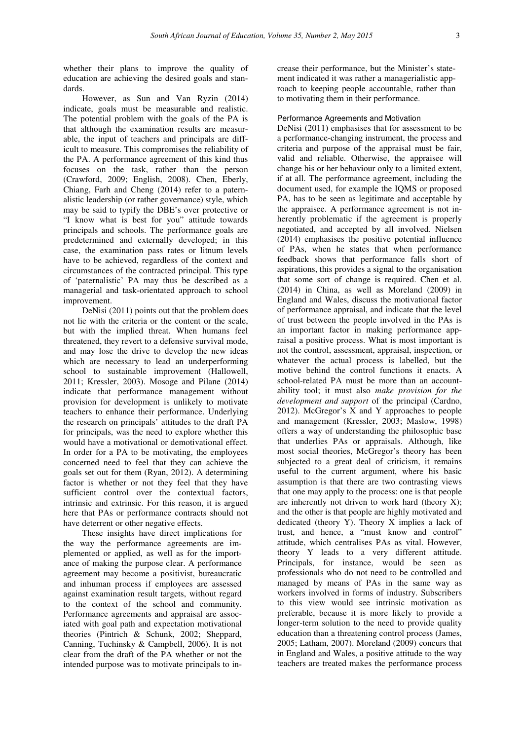whether their plans to improve the quality of education are achieving the desired goals and standards.

However, as Sun and Van Ryzin (2014) indicate, goals must be measurable and realistic. The potential problem with the goals of the PA is that although the examination results are measurable, the input of teachers and principals are difficult to measure. This compromises the reliability of the PA. A performance agreement of this kind thus focuses on the task, rather than the person (Crawford, 2009; English, 2008). Chen, Eberly, Chiang, Farh and Cheng (2014) refer to a paternalistic leadership (or rather governance) style, which may be said to typify the DBE's over protective or "I know what is best for you" attitude towards principals and schools. The performance goals are predetermined and externally developed; in this case, the examination pass rates or litnum levels have to be achieved, regardless of the context and circumstances of the contracted principal. This type of 'paternalistic' PA may thus be described as a managerial and task-orientated approach to school improvement.

DeNisi (2011) points out that the problem does not lie with the criteria or the content or the scale, but with the implied threat. When humans feel threatened, they revert to a defensive survival mode, and may lose the drive to develop the new ideas which are necessary to lead an underperforming school to sustainable improvement (Hallowell, 2011; Kressler, 2003). Mosoge and Pilane (2014) indicate that performance management without provision for development is unlikely to motivate teachers to enhance their performance. Underlying the research on principals' attitudes to the draft PA for principals, was the need to explore whether this would have a motivational or demotivational effect. In order for a PA to be motivating, the employees concerned need to feel that they can achieve the goals set out for them (Ryan, 2012). A determining factor is whether or not they feel that they have sufficient control over the contextual factors, intrinsic and extrinsic. For this reason, it is argued here that PAs or performance contracts should not have deterrent or other negative effects.

These insights have direct implications for the way the performance agreements are implemented or applied, as well as for the importance of making the purpose clear. A performance agreement may become a positivist, bureaucratic and inhuman process if employees are assessed against examination result targets, without regard to the context of the school and community. Performance agreements and appraisal are associated with goal path and expectation motivational theories (Pintrich & Schunk, 2002; Sheppard, Canning, Tuchinsky & Campbell, 2006). It is not clear from the draft of the PA whether or not the intended purpose was to motivate principals to increase their performance, but the Minister's statement indicated it was rather a managerialistic approach to keeping people accountable, rather than to motivating them in their performance.

### Performance Agreements and Motivation

DeNisi (2011) emphasises that for assessment to be a performance-changing instrument, the process and criteria and purpose of the appraisal must be fair, valid and reliable. Otherwise, the appraisee will change his or her behaviour only to a limited extent, if at all. The performance agreement, including the document used, for example the IQMS or proposed PA, has to be seen as legitimate and acceptable by the appraisee. A performance agreement is not inherently problematic if the agreement is properly negotiated, and accepted by all involved. Nielsen (2014) emphasises the positive potential influence of PAs, when he states that when performance feedback shows that performance falls short of aspirations, this provides a signal to the organisation that some sort of change is required. Chen et al. (2014) in China, as well as Moreland (2009) in England and Wales, discuss the motivational factor of performance appraisal, and indicate that the level of trust between the people involved in the PAs is an important factor in making performance appraisal a positive process. What is most important is not the control, assessment, appraisal, inspection, or whatever the actual process is labelled, but the motive behind the control functions it enacts. A school-related PA must be more than an accountability tool; it must also *make provision for the development and support* of the principal (Cardno, 2012). McGregor's X and Y approaches to people and management (Kressler, 2003; Maslow, 1998) offers a way of understanding the philosophic base that underlies PAs or appraisals. Although, like most social theories, McGregor's theory has been subjected to a great deal of criticism, it remains useful to the current argument, where his basic assumption is that there are two contrasting views that one may apply to the process: one is that people are inherently not driven to work hard (theory X); and the other is that people are highly motivated and dedicated (theory Y). Theory X implies a lack of trust, and hence, a "must know and control" attitude, which centralises PAs as vital. However, theory Y leads to a very different attitude. Principals, for instance, would be seen as professionals who do not need to be controlled and managed by means of PAs in the same way as workers involved in forms of industry. Subscribers to this view would see intrinsic motivation as preferable, because it is more likely to provide a longer-term solution to the need to provide quality education than a threatening control process (James, 2005; Latham, 2007). Moreland (2009) concurs that in England and Wales, a positive attitude to the way teachers are treated makes the performance process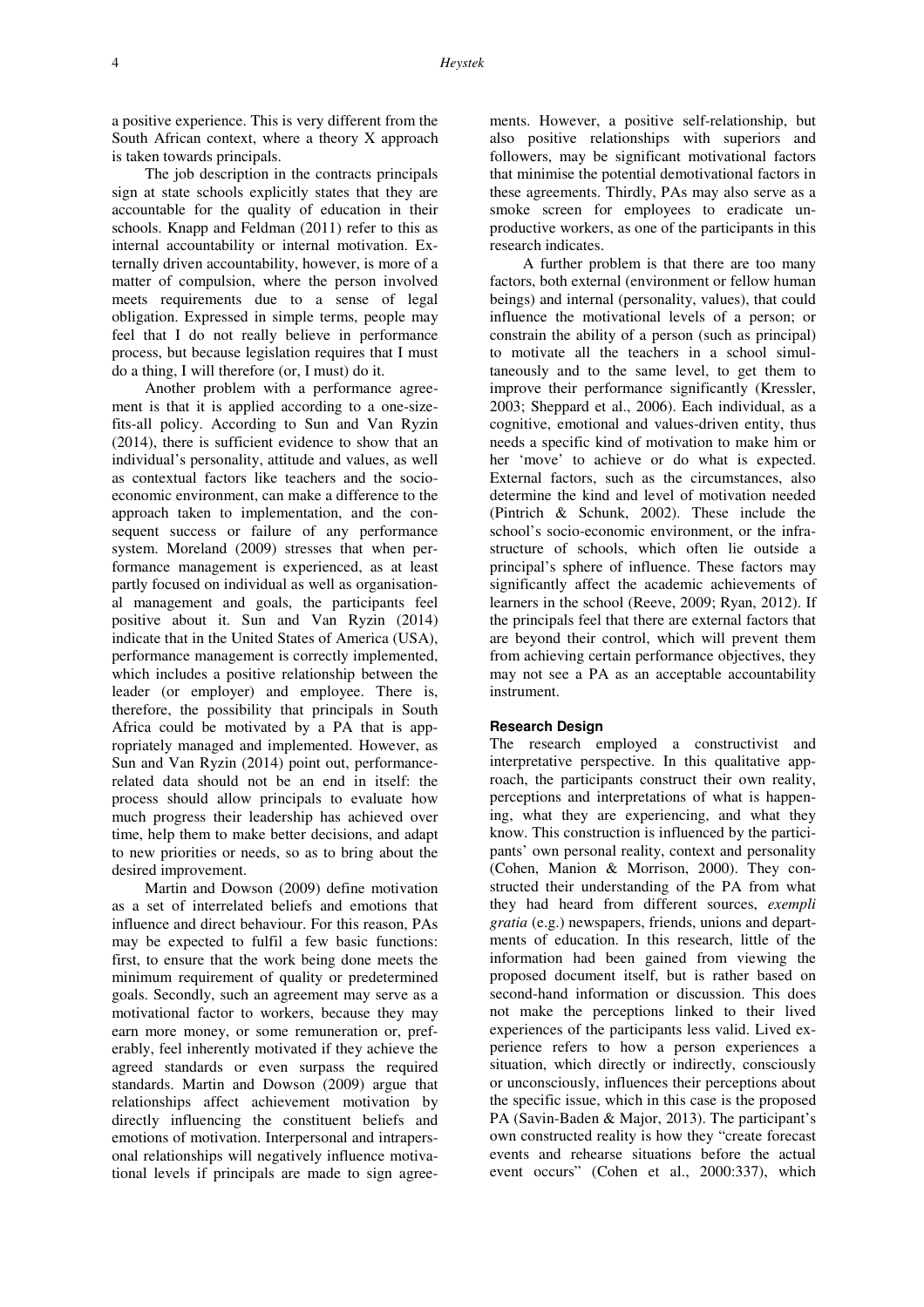a positive experience. This is very different from the South African context, where a theory X approach is taken towards principals.

The job description in the contracts principals sign at state schools explicitly states that they are accountable for the quality of education in their schools. Knapp and Feldman (2011) refer to this as internal accountability or internal motivation. Externally driven accountability, however, is more of a matter of compulsion, where the person involved meets requirements due to a sense of legal obligation. Expressed in simple terms, people may feel that I do not really believe in performance process, but because legislation requires that I must do a thing, I will therefore (or, I must) do it.

Another problem with a performance agreement is that it is applied according to a one-size-fits-all policy. According to Sun and Van Ryzin (2014), there is sufficient evidence to show that an individual's personality, attitude and values, as well as contextual factors like teachers and the socio-economic environment, can make a difference to the approach taken to implementation, and the consequent success or failure of any performance system. Moreland (2009) stresses that when performance management is experienced, as at least partly focused on individual as well as organisational management and goals, the participants feel positive about it. Sun and Van Ryzin (2014) indicate that in the United States of America (USA), performance management is correctly implemented, which includes a positive relationship between the leader (or employer) and employee. There is, therefore, the possibility that principals in South Africa could be motivated by a PA that is appropriately managed and implemented. However, as Sun and Van Ryzin (2014) point out, performance-related data should not be an end in itself: the process should allow principals to evaluate how much progress their leadership has achieved over time, help them to make better decisions, and adapt to new priorities or needs, so as to bring about the desired improvement.

Martin and Dowson (2009) define motivation as a set of interrelated beliefs and emotions that influence and direct behaviour. For this reason, PAs may be expected to fulfil a few basic functions: first, to ensure that the work being done meets the minimum requirement of quality or predetermined goals. Secondly, such an agreement may serve as a motivational factor to workers, because they may earn more money, or some remuneration or, preferably, feel inherently motivated if they achieve the agreed standards or even surpass the required standards. Martin and Dowson (2009) argue that relationships affect achievement motivation by directly influencing the constituent beliefs and emotions of motivation. Interpersonal and intrapersonal relationships will negatively influence motivational levels if principals are made to sign agreements. However, a positive self-relationship, but also positive relationships with superiors and followers, may be significant motivational factors that minimise the potential demotivational factors in these agreements. Thirdly, PAs may also serve as a smoke screen for employees to eradicate unproductive workers, as one of the participants in this research indicates.

A further problem is that there are too many factors, both external (environment or fellow human beings) and internal (personality, values), that could influence the motivational levels of a person; or constrain the ability of a person (such as principal) to motivate all the teachers in a school simultaneously and to the same level, to get them to improve their performance significantly (Kressler, 2003; Sheppard et al., 2006). Each individual, as a cognitive, emotional and values-driven entity, thus needs a specific kind of motivation to make him or her 'move' to achieve or do what is expected. External factors, such as the circumstances, also determine the kind and level of motivation needed (Pintrich & Schunk, 2002). These include the school's socio-economic environment, or the infrastructure of schools, which often lie outside a principal's sphere of influence. These factors may significantly affect the academic achievements of learners in the school (Reeve, 2009; Ryan, 2012). If the principals feel that there are external factors that are beyond their control, which will prevent them from achieving certain performance objectives, they may not see a PA as an acceptable accountability instrument.

## Research Design

The research employed a constructivist and interpretative perspective. In this qualitative approach, the participants construct their own reality, perceptions and interpretations of what is happening, what they are experiencing, and what they know. This construction is influenced by the participants' own personal reality, context and personality (Cohen, Manion & Morrison, 2000). They constructed their understanding of the PA from what they had heard from different sources, *exempli gratia* (e.g.) newspapers, friends, unions and departments of education. In this research, little of the information had been gained from viewing the proposed document itself, but is rather based on second-hand information or discussion. This does not make the perceptions linked to their lived experiences of the participants less valid. Lived experience refers to how a person experiences a situation, which directly or indirectly, consciously or unconsciously, influences their perceptions about the specific issue, which in this case is the proposed PA (Savin-Baden & Major, 2013). The participant's own constructed reality is how they "create forecast events and rehearse situations before the actual event occurs" (Cohen et al., 2000:337), which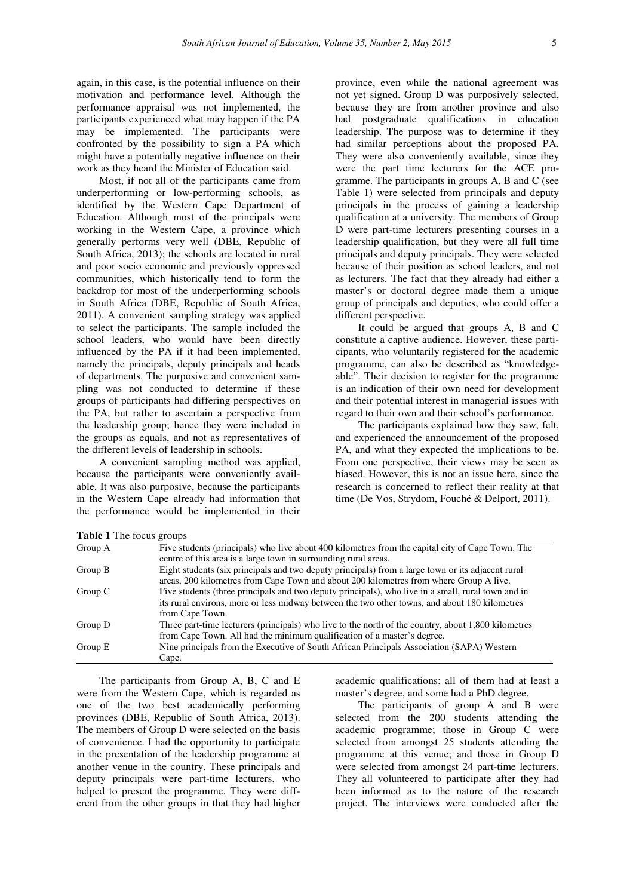again, in this case, is the potential influence on their motivation and performance level. Although the performance appraisal was not implemented, the participants experienced what may happen if the PA may be implemented. The participants were confronted by the possibility to sign a PA which might have a potentially negative influence on their work as they heard the Minister of Education said.

Most, if not all of the participants came from underperforming or low-performing schools, as identified by the Western Cape Department of Education. Although most of the principals were working in the Western Cape, a province which generally performs very well (DBE, Republic of South Africa, 2013); the schools are located in rural and poor socio economic and previously oppressed communities, which historically tend to form the backdrop for most of the underperforming schools in South Africa (DBE, Republic of South Africa, 2011). A convenient sampling strategy was applied to select the participants. The sample included the school leaders, who would have been directly influenced by the PA if it had been implemented, namely the principals, deputy principals and heads of departments. The purposive and convenient sampling was not conducted to determine if these groups of participants had differing perspectives on the PA, but rather to ascertain a perspective from the leadership group; hence they were included in the groups as equals, and not as representatives of the different levels of leadership in schools.

A convenient sampling method was applied, because the participants were conveniently available. It was also purposive, because the participants in the Western Cape already had information that the performance would be implemented in their province, even while the national agreement was not yet signed. Group D was purposively selected, because they are from another province and also had postgraduate qualifications in education leadership. The purpose was to determine if they had similar perceptions about the proposed PA. They were also conveniently available, since they were the part time lecturers for the ACE programme. The participants in groups A, B and C (see Table 1) were selected from principals and deputy principals in the process of gaining a leadership qualification at a university. The members of Group D were part-time lecturers presenting courses in a leadership qualification, but they were all full time principals and deputy principals. They were selected because of their position as school leaders, and not as lecturers. The fact that they already had either a master's or doctoral degree made them a unique group of principals and deputies, who could offer a different perspective.

It could be argued that groups A, B and C constitute a captive audience. However, these participants, who voluntarily registered for the academic programme, can also be described as "knowledgeable". Their decision to register for the programme is an indication of their own need for development and their potential interest in managerial issues with regard to their own and their school's performance.

The participants explained how they saw, felt, and experienced the announcement of the proposed PA, and what they expected the implications to be. From one perspective, their views may be seen as biased. However, this is not an issue here, since the research is concerned to reflect their reality at that time (De Vos, Strydom, Fouché & Delport, 2011).

**Table 1** The focus groups

| | |
|---|---|
| Group A | Five students (principals) who live about 400 kilometres from the capital city of Cape Town. The centre of this area is a large town in surrounding rural areas. |
| Group B | Eight students (six principals and two deputy principals) from a large town or its adjacent rural areas, 200 kilometres from Cape Town and about 200 kilometres from where Group A live. |
| Group C | Five students (three principals and two deputy principals), who live in a small, rural town and in its rural environs, more or less midway between the two other towns, and about 180 kilometres from Cape Town. |
| Group D | Three part-time lecturers (principals) who live to the north of the country, about 1,800 kilometres from Cape Town. All had the minimum qualification of a master's degree. |
| Group E | Nine principals from the Executive of South African Principals Association (SAPA) Western Cape. |

The participants from Group A, B, C and E were from the Western Cape, which is regarded as one of the two best academically performing provinces (DBE, Republic of South Africa, 2013). The members of Group D were selected on the basis of convenience. I had the opportunity to participate in the presentation of the leadership programme at another venue in the country. These principals and deputy principals were part-time lecturers, who helped to present the programme. They were different from the other groups in that they had higher academic qualifications; all of them had at least a master's degree, and some had a PhD degree.

The participants of group A and B were selected from the 200 students attending the academic programme; those in Group C were selected from amongst 25 students attending the programme at this venue; and those in Group D were selected from amongst 24 part-time lecturers. They all volunteered to participate after they had been informed as to the nature of the research project. The interviews were conducted after the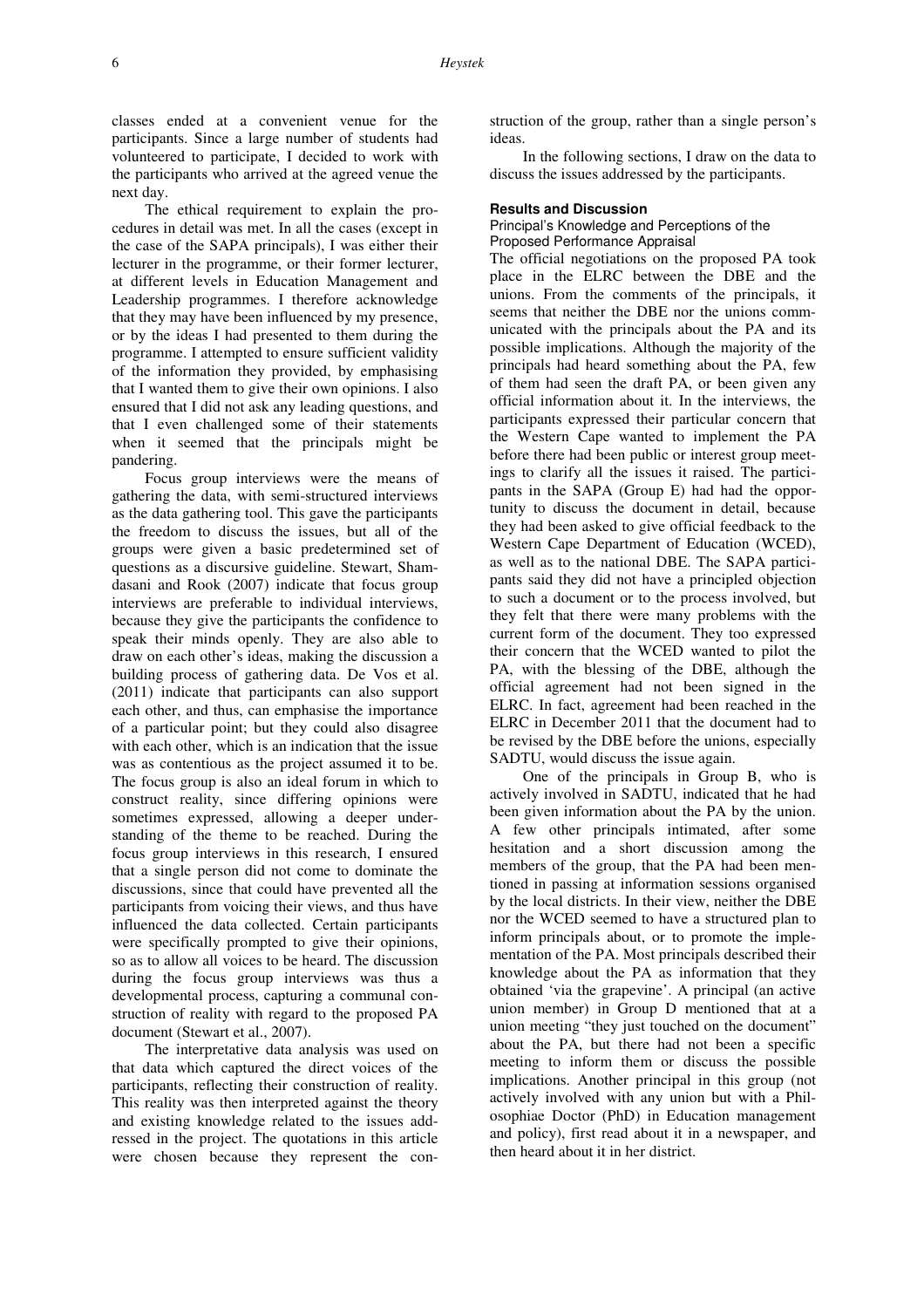classes ended at a convenient venue for the participants. Since a large number of students had volunteered to participate, I decided to work with the participants who arrived at the agreed venue the next day.

The ethical requirement to explain the procedures in detail was met. In all the cases (except in the case of the SAPA principals), I was either their lecturer in the programme, or their former lecturer, at different levels in Education Management and Leadership programmes. I therefore acknowledge that they may have been influenced by my presence, or by the ideas I had presented to them during the programme. I attempted to ensure sufficient validity of the information they provided, by emphasising that I wanted them to give their own opinions. I also ensured that I did not ask any leading questions, and that I even challenged some of their statements when it seemed that the principals might be pandering.

Focus group interviews were the means of gathering the data, with semi-structured interviews as the data gathering tool. This gave the participants the freedom to discuss the issues, but all of the groups were given a basic predetermined set of questions as a discursive guideline. Stewart, Shamdasani and Rook (2007) indicate that focus group interviews are preferable to individual interviews, because they give the participants the confidence to speak their minds openly. They are also able to draw on each other's ideas, making the discussion a building process of gathering data. De Vos et al. (2011) indicate that participants can also support each other, and thus, can emphasise the importance of a particular point; but they could also disagree with each other, which is an indication that the issue was as contentious as the project assumed it to be. The focus group is also an ideal forum in which to construct reality, since differing opinions were sometimes expressed, allowing a deeper understanding of the theme to be reached. During the focus group interviews in this research, I ensured that a single person did not come to dominate the discussions, since that could have prevented all the participants from voicing their views, and thus have influenced the data collected. Certain participants were specifically prompted to give their opinions, so as to allow all voices to be heard. The discussion during the focus group interviews was thus a developmental process, capturing a communal construction of reality with regard to the proposed PA document (Stewart et al., 2007).

The interpretative data analysis was used on that data which captured the direct voices of the participants, reflecting their construction of reality. This reality was then interpreted against the theory and existing knowledge related to the issues addressed in the project. The quotations in this article were chosen because they represent the construction of the group, rather than a single person's ideas.

In the following sections, I draw on the data to discuss the issues addressed by the participants.

## Results and Discussion

### Principal's Knowledge and Perceptions of the Proposed Performance Appraisal

The official negotiations on the proposed PA took place in the ELRC between the DBE and the unions. From the comments of the principals, it seems that neither the DBE nor the unions communicated with the principals about the PA and its possible implications. Although the majority of the principals had heard something about the PA, few of them had seen the draft PA, or been given any official information about it. In the interviews, the participants expressed their particular concern that the Western Cape wanted to implement the PA before there had been public or interest group meetings to clarify all the issues it raised. The participants in the SAPA (Group E) had had the opportunity to discuss the document in detail, because they had been asked to give official feedback to the Western Cape Department of Education (WCED), as well as to the national DBE. The SAPA participants said they did not have a principled objection to such a document or to the process involved, but they felt that there were many problems with the current form of the document. They too expressed their concern that the WCED wanted to pilot the PA, with the blessing of the DBE, although the official agreement had not been signed in the ELRC. In fact, agreement had been reached in the ELRC in December 2011 that the document had to be revised by the DBE before the unions, especially SADTU, would discuss the issue again.

One of the principals in Group B, who is actively involved in SADTU, indicated that he had been given information about the PA by the union. A few other principals intimated, after some hesitation and a short discussion among the members of the group, that the PA had been mentioned in passing at information sessions organised by the local districts. In their view, neither the DBE nor the WCED seemed to have a structured plan to inform principals about, or to promote the implementation of the PA. Most principals described their knowledge about the PA as information that they obtained 'via the grapevine'. A principal (an active union member) in Group D mentioned that at a union meeting "they just touched on the document" about the PA, but there had not been a specific meeting to inform them or discuss the possible implications. Another principal in this group (not actively involved with any union but with a Philosophiae Doctor (PhD) in Education management and policy), first read about it in a newspaper, and then heard about it in her district.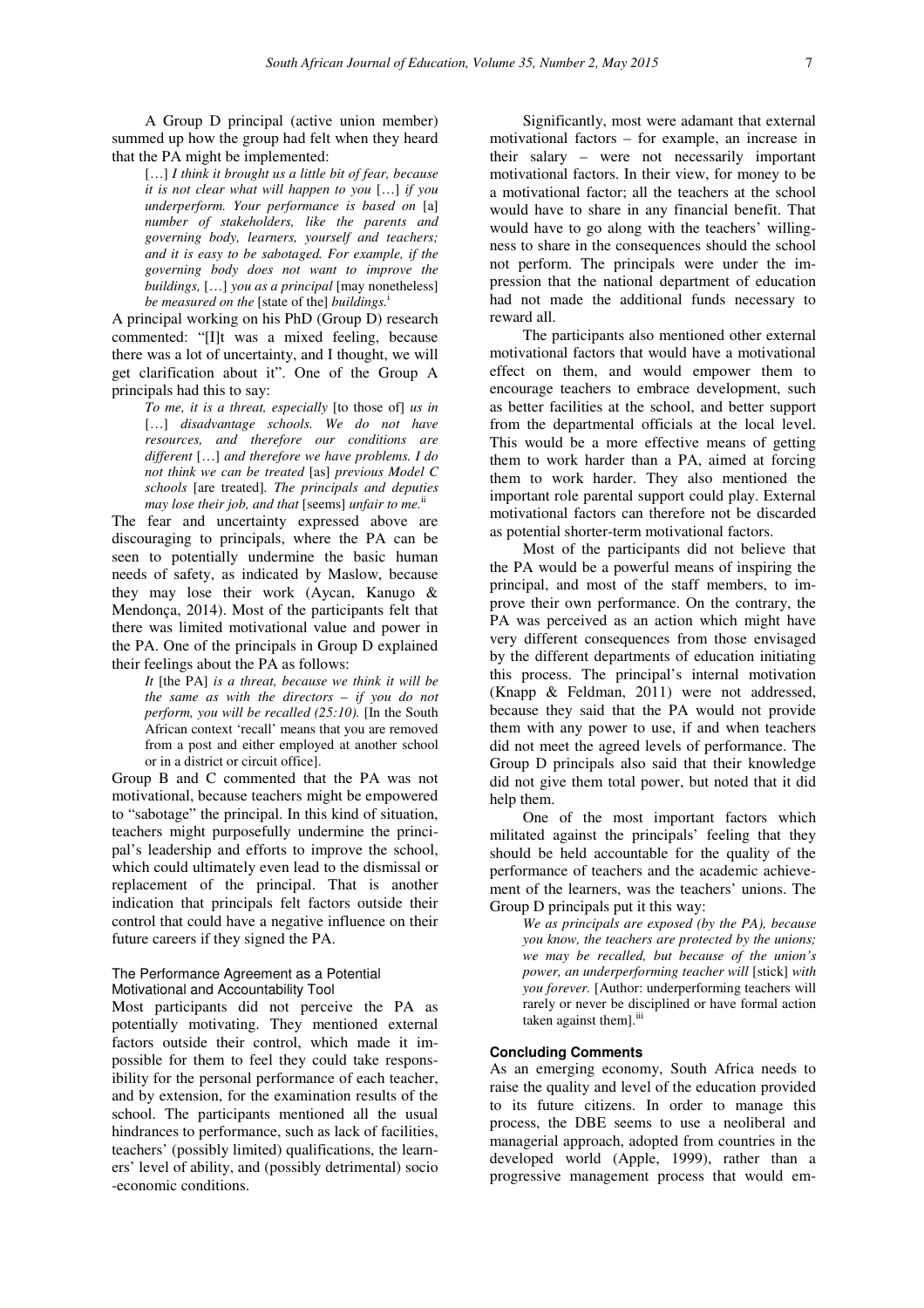A Group D principal (active union member) summed up how the group had felt when they heard that the PA might be implemented:

> […] *I think it brought us a little bit of fear, because it is not clear what will happen to you* […] *if you underperform. Your performance is based on* [a] *number of stakeholders, like the parents and governing body, learners, yourself and teachers; and it is easy to be sabotaged. For example, if the governing body does not want to improve the buildings,* […] *you as a principal* [may nonetheless] *be measured on the* [state of the] *buildings.*[i]

A principal working on his PhD (Group D) research commented: "[I]t was a mixed feeling, because there was a lot of uncertainty, and I thought, we will get clarification about it". One of the Group A principals had this to say:

> *To me, it is a threat, especially* [to those of] *us in* […] *disadvantage schools. We do not have resources, and therefore our conditions are different* […] *and therefore we have problems. I do not think we can be treated* [as] *previous Model C schools* [are treated]*. The principals and deputies may lose their job, and that* [seems] *unfair to me.*[ii]

The fear and uncertainty expressed above are discouraging to principals, where the PA can be seen to potentially undermine the basic human needs of safety, as indicated by Maslow, because they may lose their work (Aycan, Kanugo & Mendonça, 2014). Most of the participants felt that there was limited motivational value and power in the PA. One of the principals in Group D explained their feelings about the PA as follows:

> *It* [the PA] *is a threat, because we think it will be the same as with the directors – if you do not perform, you will be recalled (25:10).* [In the South African context 'recall' means that you are removed from a post and either employed at another school or in a district or circuit office].

Group B and C commented that the PA was not motivational, because teachers might be empowered to "sabotage" the principal. In this kind of situation, teachers might purposefully undermine the principal's leadership and efforts to improve the school, which could ultimately even lead to the dismissal or replacement of the principal. That is another indication that principals felt factors outside their control that could have a negative influence on their future careers if they signed the PA.

### The Performance Agreement as a Potential Motivational and Accountability Tool

Most participants did not perceive the PA as potentially motivating. They mentioned external factors outside their control, which made it impossible for them to feel they could take responsibility for the personal performance of each teacher, and by extension, for the examination results of the school. The participants mentioned all the usual hindrances to performance, such as lack of facilities, teachers' (possibly limited) qualifications, the learners' level of ability, and (possibly detrimental) socio-economic conditions.

Significantly, most were adamant that external motivational factors – for example, an increase in their salary – were not necessarily important motivational factors. In their view, for money to be a motivational factor; all the teachers at the school would have to share in any financial benefit. That would have to go along with the teachers' willingness to share in the consequences should the school not perform. The principals were under the impression that the national department of education had not made the additional funds necessary to reward all.

The participants also mentioned other external motivational factors that would have a motivational effect on them, and would empower them to encourage teachers to embrace development, such as better facilities at the school, and better support from the departmental officials at the local level. This would be a more effective means of getting them to work harder than a PA, aimed at forcing them to work harder. They also mentioned the important role parental support could play. External motivational factors can therefore not be discarded as potential shorter-term motivational factors.

Most of the participants did not believe that the PA would be a powerful means of inspiring the principal, and most of the staff members, to improve their own performance. On the contrary, the PA was perceived as an action which might have very different consequences from those envisaged by the different departments of education initiating this process. The principal's internal motivation (Knapp & Feldman, 2011) were not addressed, because they said that the PA would not provide them with any power to use, if and when teachers did not meet the agreed levels of performance. The Group D principals also said that their knowledge did not give them total power, but noted that it did help them.

One of the most important factors which militated against the principals' feeling that they should be held accountable for the quality of the performance of teachers and the academic achievement of the learners, was the teachers' unions. The Group D principals put it this way:

> *We as principals are exposed (by the PA), because you know, the teachers are protected by the unions; we may be recalled, but because of the union's power, an underperforming teacher will* [stick] *with you forever.* [Author: underperforming teachers will rarely or never be disciplined or have formal action taken against them].[iii]

## Concluding Comments

As an emerging economy, South Africa needs to raise the quality and level of the education provided to its future citizens. In order to manage this process, the DBE seems to use a neoliberal and managerial approach, adopted from countries in the developed world (Apple, 1999), rather than a progressive management process that would em-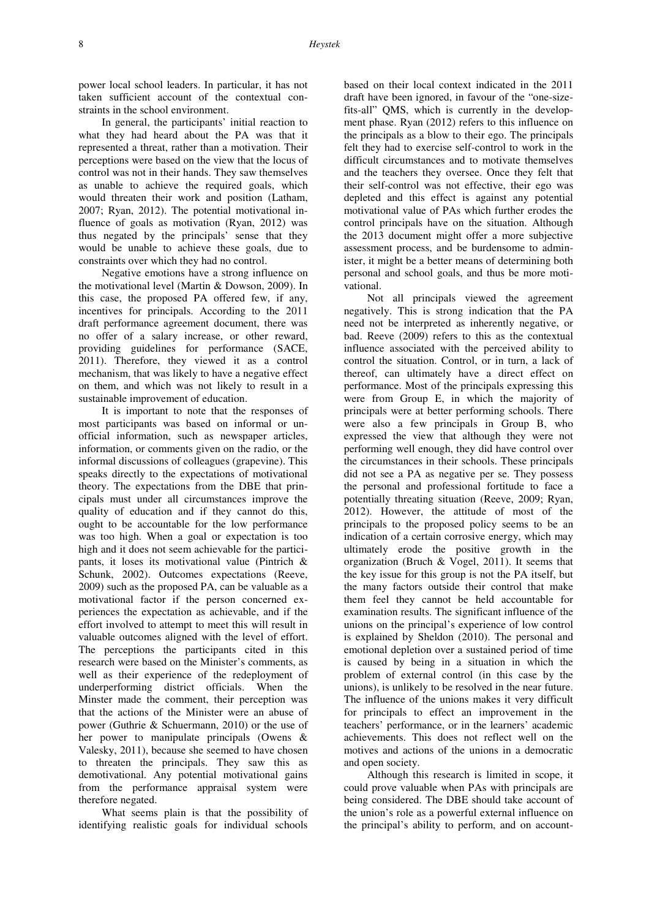power local school leaders. In particular, it has not taken sufficient account of the contextual constraints in the school environment.

In general, the participants' initial reaction to what they had heard about the PA was that it represented a threat, rather than a motivation. Their perceptions were based on the view that the locus of control was not in their hands. They saw themselves as unable to achieve the required goals, which would threaten their work and position (Latham, 2007; Ryan, 2012). The potential motivational influence of goals as motivation (Ryan, 2012) was thus negated by the principals' sense that they would be unable to achieve these goals, due to constraints over which they had no control.

Negative emotions have a strong influence on the motivational level (Martin & Dowson, 2009). In this case, the proposed PA offered few, if any, incentives for principals. According to the 2011 draft performance agreement document, there was no offer of a salary increase, or other reward, providing guidelines for performance (SACE, 2011). Therefore, they viewed it as a control mechanism, that was likely to have a negative effect on them, and which was not likely to result in a sustainable improvement of education.

It is important to note that the responses of most participants was based on informal or unofficial information, such as newspaper articles, information, or comments given on the radio, or the informal discussions of colleagues (grapevine). This speaks directly to the expectations of motivational theory. The expectations from the DBE that principals must under all circumstances improve the quality of education and if they cannot do this, ought to be accountable for the low performance was too high. When a goal or expectation is too high and it does not seem achievable for the participants, it loses its motivational value (Pintrich & Schunk, 2002). Outcomes expectations (Reeve, 2009) such as the proposed PA, can be valuable as a motivational factor if the person concerned experiences the expectation as achievable, and if the effort involved to attempt to meet this will result in valuable outcomes aligned with the level of effort. The perceptions the participants cited in this research were based on the Minister's comments, as well as their experience of the redeployment of underperforming district officials. When the Minster made the comment, their perception was that the actions of the Minister were an abuse of power (Guthrie & Schuermann, 2010) or the use of her power to manipulate principals (Owens & Valesky, 2011), because she seemed to have chosen to threaten the principals. They saw this as demotivational. Any potential motivational gains from the performance appraisal system were therefore negated.

What seems plain is that the possibility of identifying realistic goals for individual schools based on their local context indicated in the 2011 draft have been ignored, in favour of the "one-size-fits-all" QMS, which is currently in the development phase. Ryan (2012) refers to this influence on the principals as a blow to their ego. The principals felt they had to exercise self-control to work in the difficult circumstances and to motivate themselves and the teachers they oversee. Once they felt that their self-control was not effective, their ego was depleted and this effect is against any potential motivational value of PAs which further erodes the control principals have on the situation. Although the 2013 document might offer a more subjective assessment process, and be burdensome to administer, it might be a better means of determining both personal and school goals, and thus be more motivational.

Not all principals viewed the agreement negatively. This is strong indication that the PA need not be interpreted as inherently negative, or bad. Reeve (2009) refers to this as the contextual influence associated with the perceived ability to control the situation. Control, or in turn, a lack of thereof, can ultimately have a direct effect on performance. Most of the principals expressing this were from Group E, in which the majority of principals were at better performing schools. There were also a few principals in Group B, who expressed the view that although they were not performing well enough, they did have control over the circumstances in their schools. These principals did not see a PA as negative per se. They possess the personal and professional fortitude to face a potentially threating situation (Reeve, 2009; Ryan, 2012). However, the attitude of most of the principals to the proposed policy seems to be an indication of a certain corrosive energy, which may ultimately erode the positive growth in the organization (Bruch & Vogel, 2011). It seems that the key issue for this group is not the PA itself, but the many factors outside their control that make them feel they cannot be held accountable for examination results. The significant influence of the unions on the principal's experience of low control is explained by Sheldon (2010). The personal and emotional depletion over a sustained period of time is caused by being in a situation in which the problem of external control (in this case by the unions), is unlikely to be resolved in the near future. The influence of the unions makes it very difficult for principals to effect an improvement in the teachers' performance, or in the learners' academic achievements. This does not reflect well on the motives and actions of the unions in a democratic and open society.

Although this research is limited in scope, it could prove valuable when PAs with principals are being considered. The DBE should take account of the union's role as a powerful external influence on the principal's ability to perform, and on account-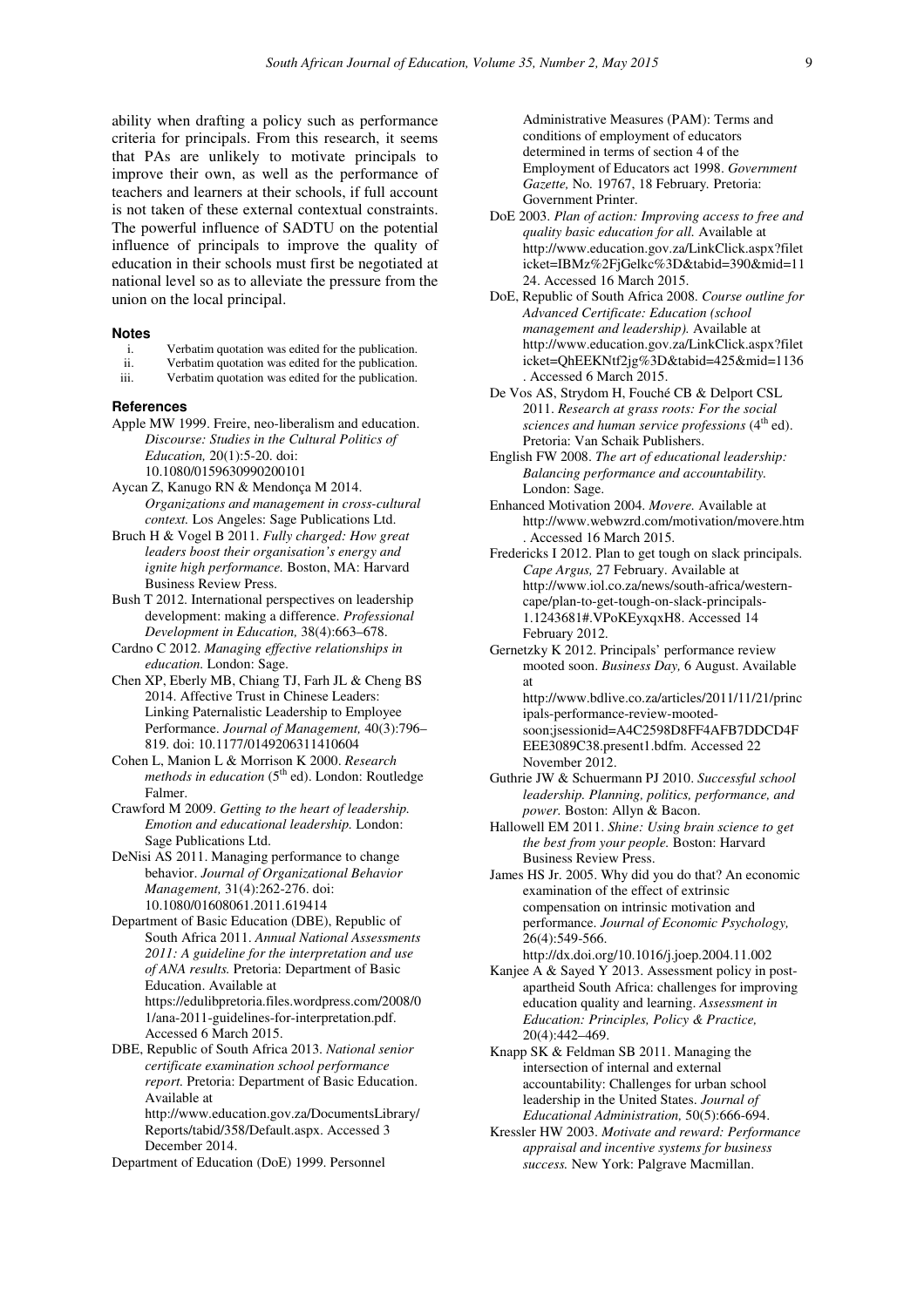ability when drafting a policy such as performance criteria for principals. From this research, it seems that PAs are unlikely to motivate principals to improve their own, as well as the performance of teachers and learners at their schools, if full account is not taken of these external contextual constraints. The powerful influence of SADTU on the potential influence of principals to improve the quality of education in their schools must first be negotiated at national level so as to alleviate the pressure from the union on the local principal.

## Notes

i. Verbatim quotation was edited for the publication.
ii. Verbatim quotation was edited for the publication.
iii. Verbatim quotation was edited for the publication.

## References

Apple MW 1999. Freire, neo-liberalism and education. *Discourse: Studies in the Cultural Politics of Education,* 20(1):5-20. doi: 10.1080/0159630990200101

Aycan Z, Kanugo RN & Mendonça M 2014. *Organizations and management in cross-cultural context.* Los Angeles: Sage Publications Ltd.

Bruch H & Vogel B 2011. *Fully charged: How great leaders boost their organisation's energy and ignite high performance.* Boston, MA: Harvard Business Review Press.

Bush T 2012. International perspectives on leadership development: making a difference. *Professional Development in Education,* 38(4):663–678.

Cardno C 2012. *Managing effective relationships in education.* London: Sage.

Chen XP, Eberly MB, Chiang TJ, Farh JL & Cheng BS 2014. Affective Trust in Chinese Leaders: Linking Paternalistic Leadership to Employee Performance. *Journal of Management,* 40(3):796–819. doi: 10.1177/0149206311410604

Cohen L, Manion L & Morrison K 2000. *Research methods in education* (5th ed). London: Routledge Falmer.

Crawford M 2009. *Getting to the heart of leadership. Emotion and educational leadership.* London: Sage Publications Ltd.

DeNisi AS 2011. Managing performance to change behavior. *Journal of Organizational Behavior Management,* 31(4):262-276. doi: 10.1080/01608061.2011.619414

Department of Basic Education (DBE), Republic of South Africa 2011. *Annual National Assessments 2011: A guideline for the interpretation and use of ANA results.* Pretoria: Department of Basic Education. Available at https://edulibpretoria.files.wordpress.com/2008/01/ana-2011-guidelines-for-interpretation.pdf. Accessed 6 March 2015.

DBE, Republic of South Africa 2013. *National senior certificate examination school performance report.* Pretoria: Department of Basic Education. Available at http://www.education.gov.za/DocumentsLibrary/Reports/tabid/358/Default.aspx. Accessed 3 December 2014.

Department of Education (DoE) 1999. Personnel Administrative Measures (PAM): Terms and conditions of employment of educators determined in terms of section 4 of the Employment of Educators act 1998. *Government Gazette,* No. 19767, 18 February. Pretoria: Government Printer.

DoE 2003. *Plan of action: Improving access to free and quality basic education for all.* Available at http://www.education.gov.za/LinkClick.aspx?fileticket=IBMz%2FjGelkc%3D&tabid=390&mid=1124. Accessed 16 March 2015.

DoE, Republic of South Africa 2008. *Course outline for Advanced Certificate: Education (school management and leadership).* Available at http://www.education.gov.za/LinkClick.aspx?fileticket=QhEEKNtf2jg%3D&tabid=425&mid=1136. Accessed 6 March 2015.

De Vos AS, Strydom H, Fouché CB & Delport CSL 2011. *Research at grass roots: For the social sciences and human service professions* (4th ed). Pretoria: Van Schaik Publishers.

English FW 2008. *The art of educational leadership: Balancing performance and accountability.* London: Sage.

Enhanced Motivation 2004. *Movere.* Available at http://www.webwzrd.com/motivation/movere.htm. Accessed 16 March 2015.

Fredericks I 2012. Plan to get tough on slack principals. *Cape Argus,* 27 February. Available at http://www.iol.co.za/news/south-africa/western-cape/plan-to-get-tough-on-slack-principals-1.1243681#.VPoKEyxqxH8. Accessed 14 February 2012.

Gernetzky K 2012. Principals' performance review mooted soon. *Business Day,* 6 August. Available at http://www.bdlive.co.za/articles/2011/11/21/principals-performance-review-mooted-soon;jsessionid=A4C2598D8FF4AFB7DDCD4FEEE3089C38.present1.bdfm. Accessed 22 November 2012.

Guthrie JW & Schuermann PJ 2010. *Successful school leadership. Planning, politics, performance, and power.* Boston: Allyn & Bacon.

Hallowell EM 2011. *Shine: Using brain science to get the best from your people.* Boston: Harvard Business Review Press.

James HS Jr. 2005. Why did you do that? An economic examination of the effect of extrinsic compensation on intrinsic motivation and performance. *Journal of Economic Psychology,* 26(4):549-566. http://dx.doi.org/10.1016/j.joep.2004.11.002

Kanjee A & Sayed Y 2013. Assessment policy in post-apartheid South Africa: challenges for improving education quality and learning. *Assessment in Education: Principles, Policy & Practice,* 20(4):442–469.

Knapp SK & Feldman SB 2011. Managing the intersection of internal and external accountability: Challenges for urban school leadership in the United States. *Journal of Educational Administration,* 50(5):666-694.

Kressler HW 2003. *Motivate and reward: Performance appraisal and incentive systems for business success.* New York: Palgrave Macmillan.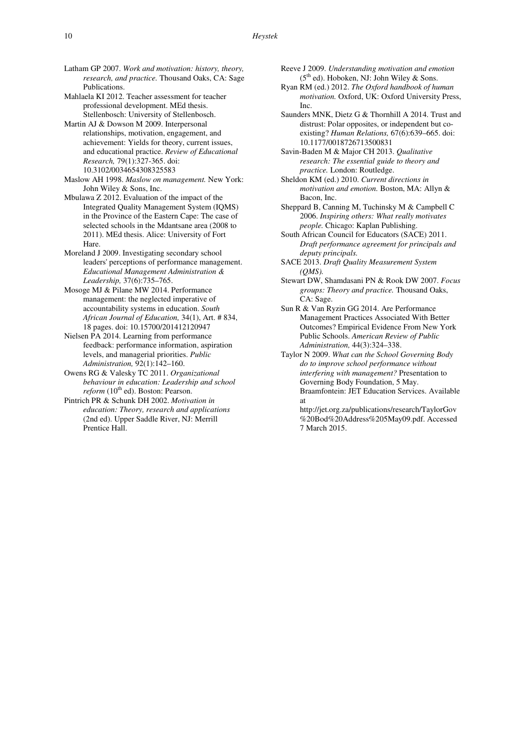Latham GP 2007. *Work and motivation: history, theory, research, and practice.* Thousand Oaks, CA: Sage Publications.

Mahlaela KI 2012. Teacher assessment for teacher professional development. MEd thesis. Stellenbosch: University of Stellenbosch.

Martin AJ & Dowson M 2009. Interpersonal relationships, motivation, engagement, and achievement: Yields for theory, current issues, and educational practice. *Review of Educational Research,* 79(1):327-365. doi: 10.3102/0034654308325583

Maslow AH 1998. *Maslow on management.* New York: John Wiley & Sons, Inc.

Mbulawa Z 2012. Evaluation of the impact of the Integrated Quality Management System (IQMS) in the Province of the Eastern Cape: The case of selected schools in the Mdantsane area (2008 to 2011). MEd thesis. Alice: University of Fort Hare.

Moreland J 2009. Investigating secondary school leaders' perceptions of performance management. *Educational Management Administration & Leadership,* 37(6):735–765.

Mosoge MJ & Pilane MW 2014. Performance management: the neglected imperative of accountability systems in education. *South African Journal of Education,* 34(1), Art. # 834, 18 pages. doi: 10.15700/201412120947

Nielsen PA 2014. Learning from performance feedback: performance information, aspiration levels, and managerial priorities. *Public Administration,* 92(1):142–160.

Owens RG & Valesky TC 2011. *Organizational behaviour in education: Leadership and school reform* (10th ed). Boston: Pearson.

Pintrich PR & Schunk DH 2002. *Motivation in education: Theory, research and applications* (2nd ed). Upper Saddle River, NJ: Merrill Prentice Hall.

Reeve J 2009. *Understanding motivation and emotion* (5th ed). Hoboken, NJ: John Wiley & Sons.

Ryan RM (ed.) 2012. *The Oxford handbook of human motivation.* Oxford, UK: Oxford University Press, Inc.

Saunders MNK, Dietz G & Thornhill A 2014. Trust and distrust: Polar opposites, or independent but co-existing? *Human Relations,* 67(6):639–665. doi: 10.1177/0018726713500831

Savin-Baden M & Major CH 2013. *Qualitative research: The essential guide to theory and practice.* London: Routledge.

Sheldon KM (ed.) 2010. *Current directions in motivation and emotion.* Boston, MA: Allyn & Bacon, Inc.

Sheppard B, Canning M, Tuchinsky M & Campbell C 2006. *Inspiring others: What really motivates people.* Chicago: Kaplan Publishing.

South African Council for Educators (SACE) 2011. *Draft performance agreement for principals and deputy principals.*

SACE 2013. *Draft Quality Measurement System (QMS).*

Stewart DW, Shamdasani PN & Rook DW 2007. *Focus groups: Theory and practice.* Thousand Oaks, CA: Sage.

Sun R & Van Ryzin GG 2014. Are Performance Management Practices Associated With Better Outcomes? Empirical Evidence From New York Public Schools. *American Review of Public Administration,* 44(3):324–338.

Taylor N 2009. *What can the School Governing Body do to improve school performance without interfering with management?* Presentation to Governing Body Foundation, 5 May. Braamfontein: JET Education Services. Available at http://jet.org.za/publications/research/TaylorGov%20Bod%20Address%205May09.pdf. Accessed 7 March 2015.